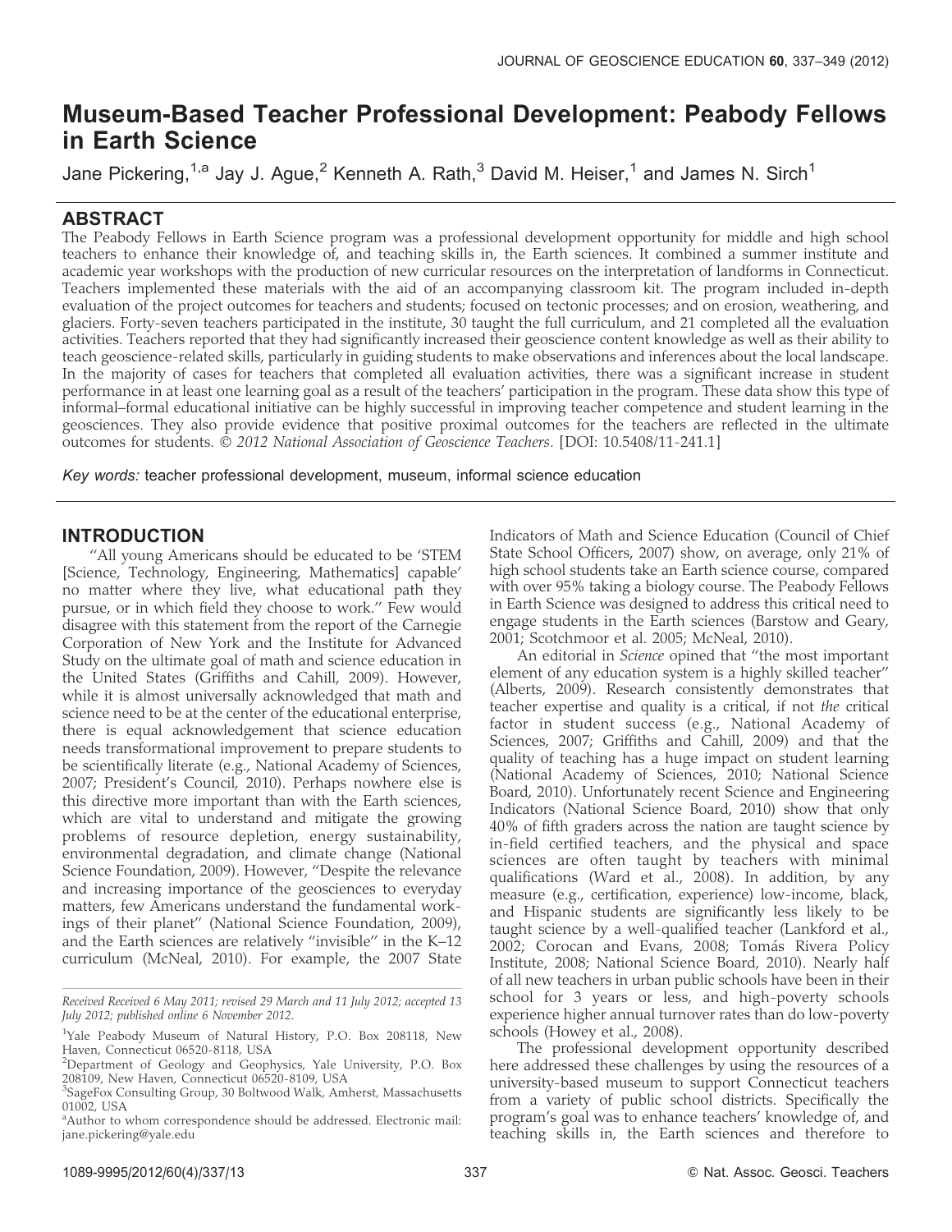# Museum-Based Teacher Professional Development: Peabody Fellows in Earth Science

Jane Pickering,[1,a] Jay J. Ague,[2] Kenneth A. Rath,[3] David M. Heiser,[1] and James N. Sirch[1]

## ABSTRACT

The Peabody Fellows in Earth Science program was a professional development opportunity for middle and high school teachers to enhance their knowledge of, and teaching skills in, the Earth sciences. It combined a summer institute and academic year workshops with the production of new curricular resources on the interpretation of landforms in Connecticut. Teachers implemented these materials with the aid of an accompanying classroom kit. The program included in-depth evaluation of the project outcomes for teachers and students; focused on tectonic processes; and on erosion, weathering, and glaciers. Forty-seven teachers participated in the institute, 30 taught the full curriculum, and 21 completed all the evaluation activities. Teachers reported that they had significantly increased their geoscience content knowledge as well as their ability to teach geoscience-related skills, particularly in guiding students to make observations and inferences about the local landscape. In the majority of cases for teachers that completed all evaluation activities, there was a significant increase in student performance in at least one learning goal as a result of the teachers' participation in the program. These data show this type of informal–formal educational initiative can be highly successful in improving teacher competence and student learning in the geosciences. They also provide evidence that positive proximal outcomes for the teachers are reflected in the ultimate outcomes for students. © *2012 National Association of Geoscience Teachers*. [DOI: 10.5408/11-241.1]

*Key words:* teacher professional development, museum, informal science education

## INTRODUCTION

"All young Americans should be educated to be 'STEM [Science, Technology, Engineering, Mathematics] capable' no matter where they live, what educational path they pursue, or in which field they choose to work." Few would disagree with this statement from the report of the Carnegie Corporation of New York and the Institute for Advanced Study on the ultimate goal of math and science education in the United States (Griffiths and Cahill, 2009). However, while it is almost universally acknowledged that math and science need to be at the center of the educational enterprise, there is equal acknowledgement that science education needs transformational improvement to prepare students to be scientifically literate (e.g., National Academy of Sciences, 2007; President's Council, 2010). Perhaps nowhere else is this directive more important than with the Earth sciences, which are vital to understand and mitigate the growing problems of resource depletion, energy sustainability, environmental degradation, and climate change (National Science Foundation, 2009). However, "Despite the relevance and increasing importance of the geosciences to everyday matters, few Americans understand the fundamental workings of their planet" (National Science Foundation, 2009), and the Earth sciences are relatively "invisible" in the K–12 curriculum (McNeal, 2010). For example, the 2007 State Indicators of Math and Science Education (Council of Chief State School Officers, 2007) show, on average, only 21% of high school students take an Earth science course, compared with over 95% taking a biology course. The Peabody Fellows in Earth Science was designed to address this critical need to engage students in the Earth sciences (Barstow and Geary, 2001; Scotchmoor et al. 2005; McNeal, 2010).

An editorial in *Science* opined that "the most important element of any education system is a highly skilled teacher" (Alberts, 2009). Research consistently demonstrates that teacher expertise and quality is a critical, if not *the* critical factor in student success (e.g., National Academy of Sciences, 2007; Griffiths and Cahill, 2009) and that the quality of teaching has a huge impact on student learning (National Academy of Sciences, 2010; National Science Board, 2010). Unfortunately recent Science and Engineering Indicators (National Science Board, 2010) show that only 40% of fifth graders across the nation are taught science by in-field certified teachers, and the physical and space sciences are often taught by teachers with minimal qualifications (Ward et al., 2008). In addition, by any measure (e.g., certification, experience) low-income, black, and Hispanic students are significantly less likely to be taught science by a well-qualified teacher (Lankford et al., 2002; Corocan and Evans, 2008; Tomás Rivera Policy Institute, 2008; National Science Board, 2010). Nearly half of all new teachers in urban public schools have been in their school for 3 years or less, and high-poverty schools experience higher annual turnover rates than do low-poverty schools (Howey et al., 2008).

The professional development opportunity described here addressed these challenges by using the resources of a university-based museum to support Connecticut teachers from a variety of public school districts. Specifically the program's goal was to enhance teachers' knowledge of, and teaching skills in, the Earth sciences and therefore to

---

*Received Received 6 May 2011; revised 29 March and 11 July 2012; accepted 13 July 2012; published online 6 November 2012.*

[1]Yale Peabody Museum of Natural History, P.O. Box 208118, New Haven, Connecticut 06520-8118, USA

[2]Department of Geology and Geophysics, Yale University, P.O. Box 208109, New Haven, Connecticut 06520-8109, USA

[3]SageFox Consulting Group, 30 Boltwood Walk, Amherst, Massachusetts 01002, USA

[a]Author to whom correspondence should be addressed. Electronic mail: jane.pickering@yale.edu

1089-9995/2012/60(4)/337/13 © Nat. Assoc. Geosci. Teachers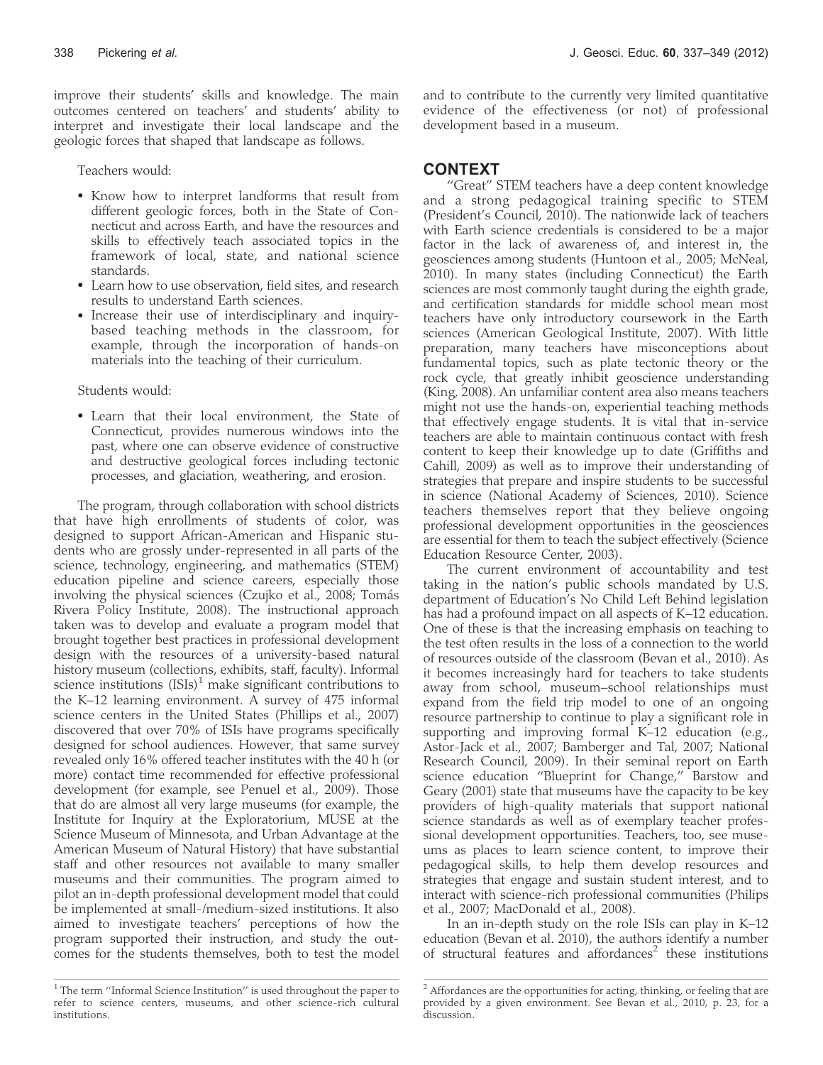improve their students' skills and knowledge. The main outcomes centered on teachers' and students' ability to interpret and investigate their local landscape and the geologic forces that shaped that landscape as follows.

Teachers would:

- Know how to interpret landforms that result from different geologic forces, both in the State of Connecticut and across Earth, and have the resources and skills to effectively teach associated topics in the framework of local, state, and national science standards.
- Learn how to use observation, field sites, and research results to understand Earth sciences.
- Increase their use of interdisciplinary and inquiry-based teaching methods in the classroom, for example, through the incorporation of hands-on materials into the teaching of their curriculum.

Students would:

- Learn that their local environment, the State of Connecticut, provides numerous windows into the past, where one can observe evidence of constructive and destructive geological forces including tectonic processes, and glaciation, weathering, and erosion.

The program, through collaboration with school districts that have high enrollments of students of color, was designed to support African-American and Hispanic students who are grossly under-represented in all parts of the science, technology, engineering, and mathematics (STEM) education pipeline and science careers, especially those involving the physical sciences (Czujko et al., 2008; Tomás Rivera Policy Institute, 2008). The instructional approach taken was to develop and evaluate a program model that brought together best practices in professional development design with the resources of a university-based natural history museum (collections, exhibits, staff, faculty). Informal science institutions (ISIs)[1] make significant contributions to the K–12 learning environment. A survey of 475 informal science centers in the United States (Phillips et al., 2007) discovered that over 70% of ISIs have programs specifically designed for school audiences. However, that same survey revealed only 16% offered teacher institutes with the 40 h (or more) contact time recommended for effective professional development (for example, see Penuel et al., 2009). Those that do are almost all very large museums (for example, the Institute for Inquiry at the Exploratorium, MUSE at the Science Museum of Minnesota, and Urban Advantage at the American Museum of Natural History) that have substantial staff and other resources not available to many smaller museums and their communities. The program aimed to pilot an in-depth professional development model that could be implemented at small-/medium-sized institutions. It also aimed to investigate teachers' perceptions of how the program supported their instruction, and study the outcomes for the students themselves, both to test the model and to contribute to the currently very limited quantitative evidence of the effectiveness (or not) of professional development based in a museum.

## CONTEXT

"Great" STEM teachers have a deep content knowledge and a strong pedagogical training specific to STEM (President's Council, 2010). The nationwide lack of teachers with Earth science credentials is considered to be a major factor in the lack of awareness of, and interest in, the geosciences among students (Huntoon et al., 2005; McNeal, 2010). In many states (including Connecticut) the Earth sciences are most commonly taught during the eighth grade, and certification standards for middle school mean most teachers have only introductory coursework in the Earth sciences (American Geological Institute, 2007). With little preparation, many teachers have misconceptions about fundamental topics, such as plate tectonic theory or the rock cycle, that greatly inhibit geoscience understanding (King, 2008). An unfamiliar content area also means teachers might not use the hands-on, experiential teaching methods that effectively engage students. It is vital that in-service teachers are able to maintain continuous contact with fresh content to keep their knowledge up to date (Griffiths and Cahill, 2009) as well as to improve their understanding of strategies that prepare and inspire students to be successful in science (National Academy of Sciences, 2010). Science teachers themselves report that they believe ongoing professional development opportunities in the geosciences are essential for them to teach the subject effectively (Science Education Resource Center, 2003).

The current environment of accountability and test taking in the nation's public schools mandated by U.S. department of Education's No Child Left Behind legislation has had a profound impact on all aspects of K–12 education. One of these is that the increasing emphasis on teaching to the test often results in the loss of a connection to the world of resources outside of the classroom (Bevan et al., 2010). As it becomes increasingly hard for teachers to take students away from school, museum–school relationships must expand from the field trip model to one of an ongoing resource partnership to continue to play a significant role in supporting and improving formal K–12 education (e.g., Astor-Jack et al., 2007; Bamberger and Tal, 2007; National Research Council, 2009). In their seminal report on Earth science education "Blueprint for Change," Barstow and Geary (2001) state that museums have the capacity to be key providers of high-quality materials that support national science standards as well as of exemplary teacher professional development opportunities. Teachers, too, see museums as places to learn science content, to improve their pedagogical skills, to help them develop resources and strategies that engage and sustain student interest, and to interact with science-rich professional communities (Philips et al., 2007; MacDonald et al., 2008).

In an in-depth study on the role ISIs can play in K–12 education (Bevan et al. 2010), the authors identify a number of structural features and affordances[2] these institutions

[1] The term "Informal Science Institution" is used throughout the paper to refer to science centers, museums, and other science-rich cultural institutions.

[2] Affordances are the opportunities for acting, thinking, or feeling that are provided by a given environment. See Bevan et al., 2010, p. 23, for a discussion.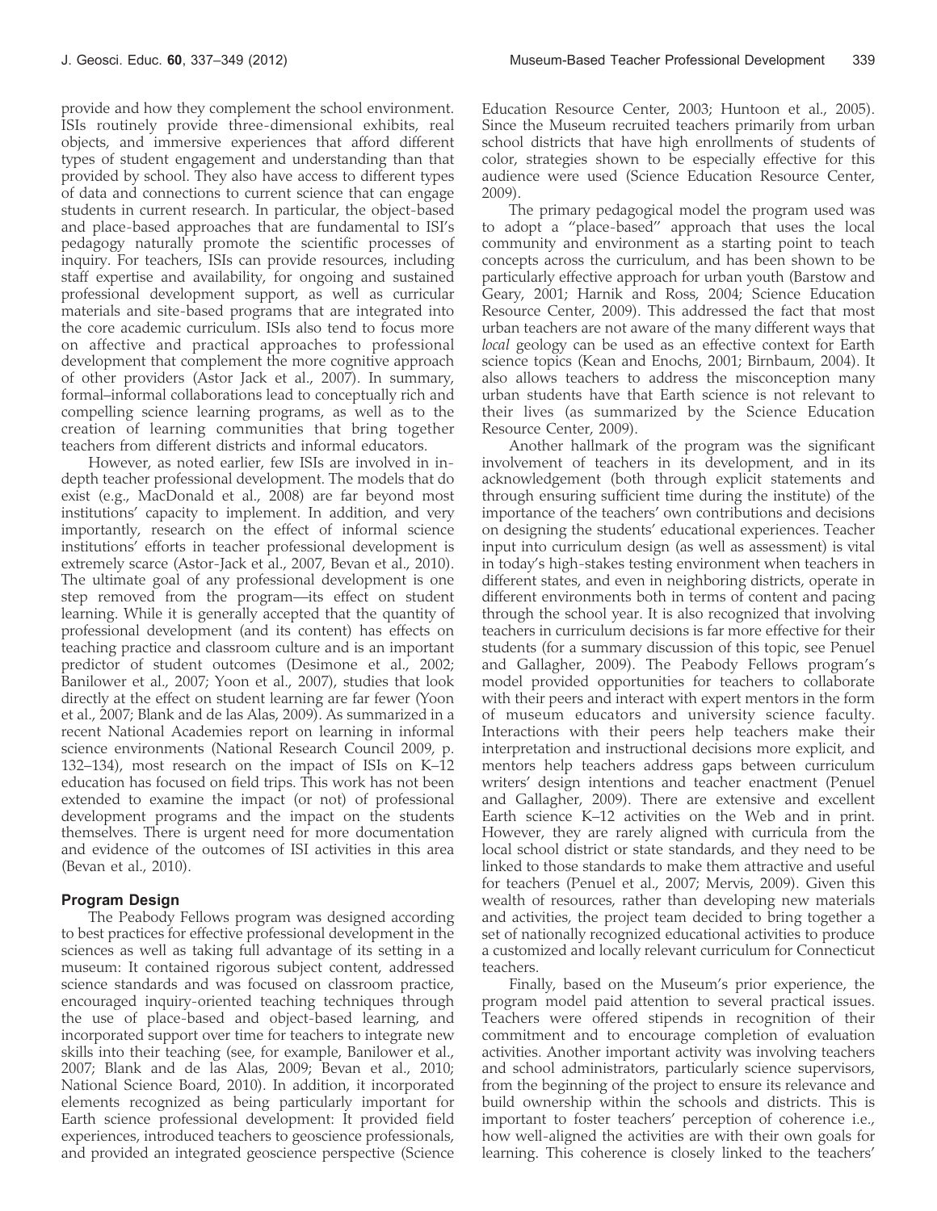provide and how they complement the school environment. ISIs routinely provide three-dimensional exhibits, real objects, and immersive experiences that afford different types of student engagement and understanding than that provided by school. They also have access to different types of data and connections to current science that can engage students in current research. In particular, the object-based and place-based approaches that are fundamental to ISI's pedagogy naturally promote the scientific processes of inquiry. For teachers, ISIs can provide resources, including staff expertise and availability, for ongoing and sustained professional development support, as well as curricular materials and site-based programs that are integrated into the core academic curriculum. ISIs also tend to focus more on affective and practical approaches to professional development that complement the more cognitive approach of other providers (Astor Jack et al., 2007). In summary, formal–informal collaborations lead to conceptually rich and compelling science learning programs, as well as to the creation of learning communities that bring together teachers from different districts and informal educators.

However, as noted earlier, few ISIs are involved in in-depth teacher professional development. The models that do exist (e.g., MacDonald et al., 2008) are far beyond most institutions' capacity to implement. In addition, and very importantly, research on the effect of informal science institutions' efforts in teacher professional development is extremely scarce (Astor-Jack et al., 2007, Bevan et al., 2010). The ultimate goal of any professional development is one step removed from the program—its effect on student learning. While it is generally accepted that the quantity of professional development (and its content) has effects on teaching practice and classroom culture and is an important predictor of student outcomes (Desimone et al., 2002; Banilower et al., 2007; Yoon et al., 2007), studies that look directly at the effect on student learning are far fewer (Yoon et al., 2007; Blank and de las Alas, 2009). As summarized in a recent National Academies report on learning in informal science environments (National Research Council 2009, p. 132–134), most research on the impact of ISIs on K–12 education has focused on field trips. This work has not been extended to examine the impact (or not) of professional development programs and the impact on the students themselves. There is urgent need for more documentation and evidence of the outcomes of ISI activities in this area (Bevan et al., 2010).

## Program Design

The Peabody Fellows program was designed according to best practices for effective professional development in the sciences as well as taking full advantage of its setting in a museum: It contained rigorous subject content, addressed science standards and was focused on classroom practice, encouraged inquiry-oriented teaching techniques through the use of place-based and object-based learning, and incorporated support over time for teachers to integrate new skills into their teaching (see, for example, Banilower et al., 2007; Blank and de las Alas, 2009; Bevan et al., 2010; National Science Board, 2010). In addition, it incorporated elements recognized as being particularly important for Earth science professional development: It provided field experiences, introduced teachers to geoscience professionals, and provided an integrated geoscience perspective (Science Education Resource Center, 2003; Huntoon et al., 2005). Since the Museum recruited teachers primarily from urban school districts that have high enrollments of students of color, strategies shown to be especially effective for this audience were used (Science Education Resource Center, 2009).

The primary pedagogical model the program used was to adopt a "place-based" approach that uses the local community and environment as a starting point to teach concepts across the curriculum, and has been shown to be particularly effective approach for urban youth (Barstow and Geary, 2001; Harnik and Ross, 2004; Science Education Resource Center, 2009). This addressed the fact that most urban teachers are not aware of the many different ways that *local* geology can be used as an effective context for Earth science topics (Kean and Enochs, 2001; Birnbaum, 2004). It also allows teachers to address the misconception many urban students have that Earth science is not relevant to their lives (as summarized by the Science Education Resource Center, 2009).

Another hallmark of the program was the significant involvement of teachers in its development, and in its acknowledgement (both through explicit statements and through ensuring sufficient time during the institute) of the importance of the teachers' own contributions and decisions on designing the students' educational experiences. Teacher input into curriculum design (as well as assessment) is vital in today's high-stakes testing environment when teachers in different states, and even in neighboring districts, operate in different environments both in terms of content and pacing through the school year. It is also recognized that involving teachers in curriculum decisions is far more effective for their students (for a summary discussion of this topic, see Penuel and Gallagher, 2009). The Peabody Fellows program's model provided opportunities for teachers to collaborate with their peers and interact with expert mentors in the form of museum educators and university science faculty. Interactions with their peers help teachers make their interpretation and instructional decisions more explicit, and mentors help teachers address gaps between curriculum writers' design intentions and teacher enactment (Penuel and Gallagher, 2009). There are extensive and excellent Earth science K–12 activities on the Web and in print. However, they are rarely aligned with curricula from the local school district or state standards, and they need to be linked to those standards to make them attractive and useful for teachers (Penuel et al., 2007; Mervis, 2009). Given this wealth of resources, rather than developing new materials and activities, the project team decided to bring together a set of nationally recognized educational activities to produce a customized and locally relevant curriculum for Connecticut teachers.

Finally, based on the Museum's prior experience, the program model paid attention to several practical issues. Teachers were offered stipends in recognition of their commitment and to encourage completion of evaluation activities. Another important activity was involving teachers and school administrators, particularly science supervisors, from the beginning of the project to ensure its relevance and build ownership within the schools and districts. This is important to foster teachers' perception of coherence i.e., how well-aligned the activities are with their own goals for learning. This coherence is closely linked to the teachers'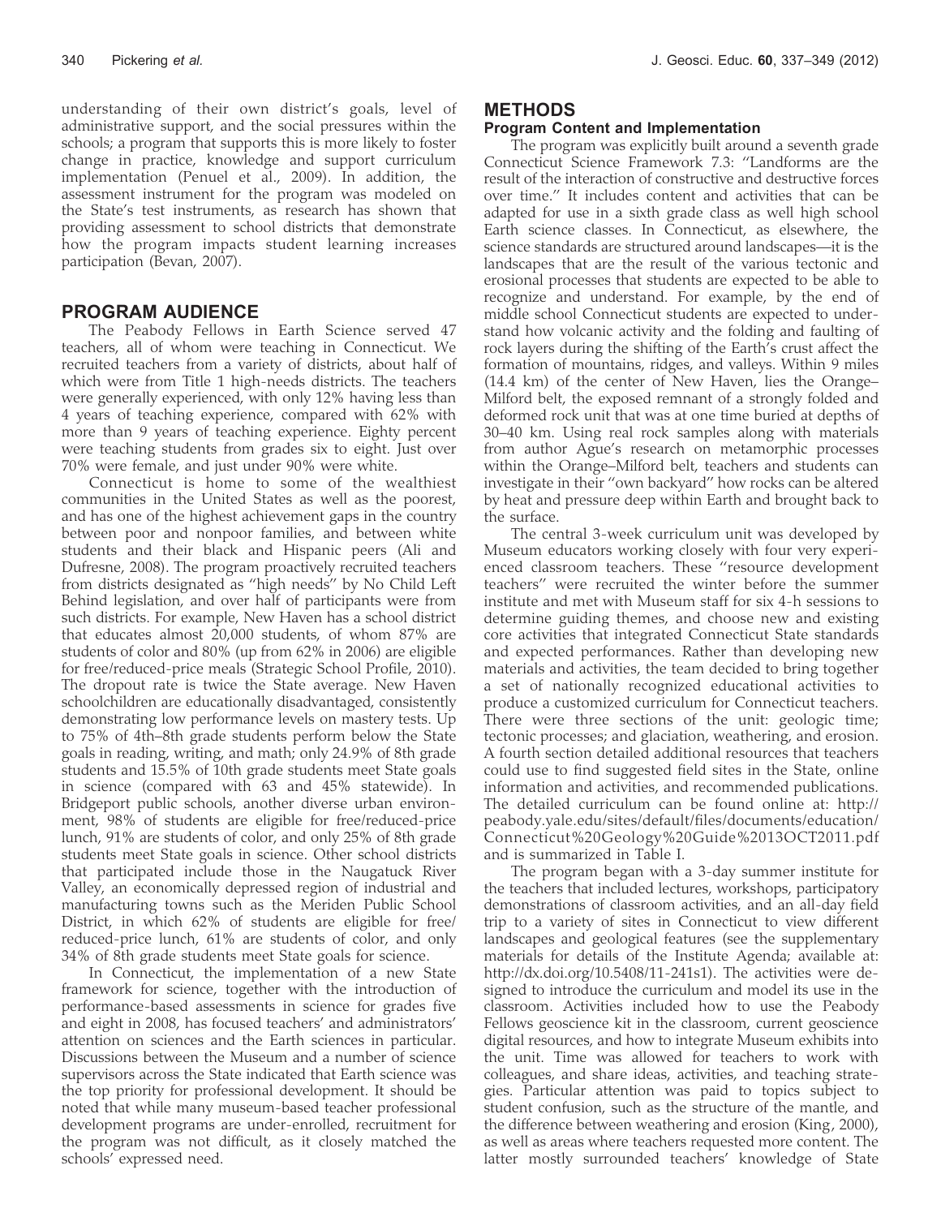understanding of their own district's goals, level of administrative support, and the social pressures within the schools; a program that supports this is more likely to foster change in practice, knowledge and support curriculum implementation (Penuel et al., 2009). In addition, the assessment instrument for the program was modeled on the State's test instruments, as research has shown that providing assessment to school districts that demonstrate how the program impacts student learning increases participation (Bevan, 2007).

## PROGRAM AUDIENCE

The Peabody Fellows in Earth Science served 47 teachers, all of whom were teaching in Connecticut. We recruited teachers from a variety of districts, about half of which were from Title 1 high-needs districts. The teachers were generally experienced, with only 12% having less than 4 years of teaching experience, compared with 62% with more than 9 years of teaching experience. Eighty percent were teaching students from grades six to eight. Just over 70% were female, and just under 90% were white.

Connecticut is home to some of the wealthiest communities in the United States as well as the poorest, and has one of the highest achievement gaps in the country between poor and nonpoor families, and between white students and their black and Hispanic peers (Ali and Dufresne, 2008). The program proactively recruited teachers from districts designated as "high needs" by No Child Left Behind legislation, and over half of participants were from such districts. For example, New Haven has a school district that educates almost 20,000 students, of whom 87% are students of color and 80% (up from 62% in 2006) are eligible for free/reduced-price meals (Strategic School Profile, 2010). The dropout rate is twice the State average. New Haven schoolchildren are educationally disadvantaged, consistently demonstrating low performance levels on mastery tests. Up to 75% of 4th–8th grade students perform below the State goals in reading, writing, and math; only 24.9% of 8th grade students and 15.5% of 10th grade students meet State goals in science (compared with 63 and 45% statewide). In Bridgeport public schools, another diverse urban environment, 98% of students are eligible for free/reduced-price lunch, 91% are students of color, and only 25% of 8th grade students meet State goals in science. Other school districts that participated include those in the Naugatuck River Valley, an economically depressed region of industrial and manufacturing towns such as the Meriden Public School District, in which 62% of students are eligible for free/reduced-price lunch, 61% are students of color, and only 34% of 8th grade students meet State goals for science.

In Connecticut, the implementation of a new State framework for science, together with the introduction of performance-based assessments in science for grades five and eight in 2008, has focused teachers' and administrators' attention on sciences and the Earth sciences in particular. Discussions between the Museum and a number of science supervisors across the State indicated that Earth science was the top priority for professional development. It should be noted that while many museum-based teacher professional development programs are under-enrolled, recruitment for the program was not difficult, as it closely matched the schools' expressed need.

## METHODS

### Program Content and Implementation

The program was explicitly built around a seventh grade Connecticut Science Framework 7.3: "Landforms are the result of the interaction of constructive and destructive forces over time." It includes content and activities that can be adapted for use in a sixth grade class as well high school Earth science classes. In Connecticut, as elsewhere, the science standards are structured around landscapes—it is the landscapes that are the result of the various tectonic and erosional processes that students are expected to be able to recognize and understand. For example, by the end of middle school Connecticut students are expected to understand how volcanic activity and the folding and faulting of rock layers during the shifting of the Earth's crust affect the formation of mountains, ridges, and valleys. Within 9 miles (14.4 km) of the center of New Haven, lies the Orange–Milford belt, the exposed remnant of a strongly folded and deformed rock unit that was at one time buried at depths of 30–40 km. Using real rock samples along with materials from author Ague's research on metamorphic processes within the Orange–Milford belt, teachers and students can investigate in their "own backyard" how rocks can be altered by heat and pressure deep within Earth and brought back to the surface.

The central 3-week curriculum unit was developed by Museum educators working closely with four very experienced classroom teachers. These "resource development teachers" were recruited the winter before the summer institute and met with Museum staff for six 4-h sessions to determine guiding themes, and choose new and existing core activities that integrated Connecticut State standards and expected performances. Rather than developing new materials and activities, the team decided to bring together a set of nationally recognized educational activities to produce a customized curriculum for Connecticut teachers. There were three sections of the unit: geologic time; tectonic processes; and glaciation, weathering, and erosion. A fourth section detailed additional resources that teachers could use to find suggested field sites in the State, online information and activities, and recommended publications. The detailed curriculum can be found online at: http://peabody.yale.edu/sites/default/files/documents/education/Connecticut%20Geology%20Guide%2013OCT2011.pdf and is summarized in Table I.

The program began with a 3-day summer institute for the teachers that included lectures, workshops, participatory demonstrations of classroom activities, and an all-day field trip to a variety of sites in Connecticut to view different landscapes and geological features (see the supplementary materials for details of the Institute Agenda; available at: http://dx.doi.org/10.5408/11-241s1). The activities were designed to introduce the curriculum and model its use in the classroom. Activities included how to use the Peabody Fellows geoscience kit in the classroom, current geoscience digital resources, and how to integrate Museum exhibits into the unit. Time was allowed for teachers to work with colleagues, and share ideas, activities, and teaching strategies. Particular attention was paid to topics subject to student confusion, such as the structure of the mantle, and the difference between weathering and erosion (King, 2000), as well as areas where teachers requested more content. The latter mostly surrounded teachers' knowledge of State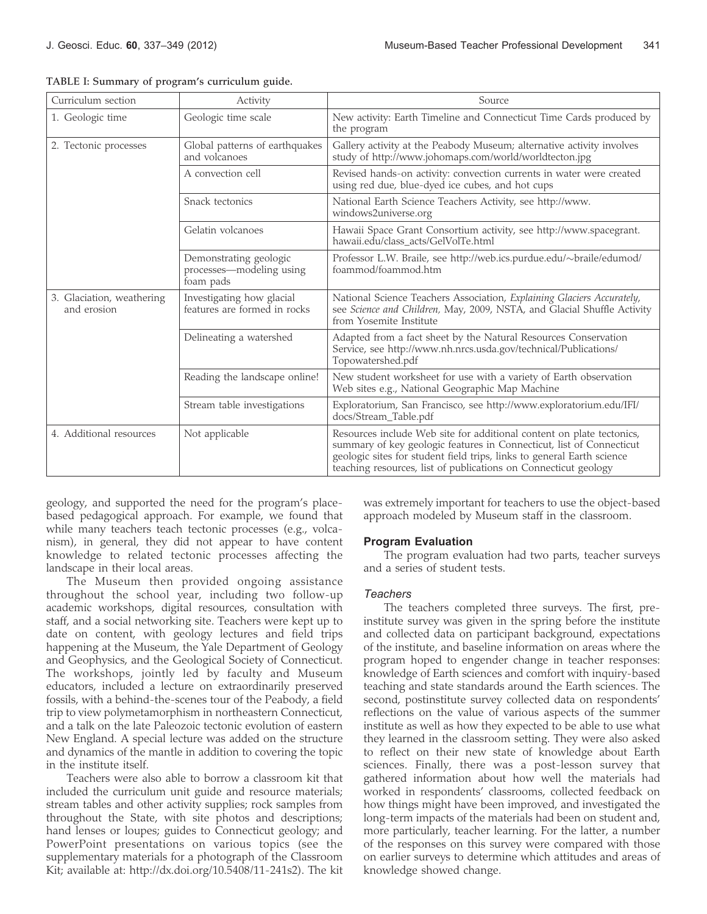TABLE I: Summary of program's curriculum guide.

| Curriculum section | Activity | Source |
|---|---|---|
| 1. Geologic time | Geologic time scale | New activity: Earth Timeline and Connecticut Time Cards produced by the program |
| 2. Tectonic processes | Global patterns of earthquakes and volcanoes | Gallery activity at the Peabody Museum; alternative activity involves study of http://www.johomaps.com/world/worldtecton.jpg |
| | A convection cell | Revised hands-on activity: convection currents in water were created using red due, blue-dyed ice cubes, and hot cups |
| | Snack tectonics | National Earth Science Teachers Activity, see http://www.windows2universe.org |
| | Gelatin volcanoes | Hawaii Space Grant Consortium activity, see http://www.spacegrant.hawaii.edu/class_acts/GelVolTe.html |
| | Demonstrating geologic processes—modeling using foam pads | Professor L.W. Braile, see http://web.ics.purdue.edu/~braile/edumod/foammod/foammod.htm |
| 3. Glaciation, weathering and erosion | Investigating how glacial features are formed in rocks | National Science Teachers Association, *Explaining Glaciers Accurately*, see *Science and Children*, May, 2009, NSTA, and Glacial Shuffle Activity from Yosemite Institute |
| | Delineating a watershed | Adapted from a fact sheet by the Natural Resources Conservation Service, see http://www.nh.nrcs.usda.gov/technical/Publications/Topowatershed.pdf |
| | Reading the landscape online! | New student worksheet for use with a variety of Earth observation Web sites e.g., National Geographic Map Machine |
| | Stream table investigations | Exploratorium, San Francisco, see http://www.exploratorium.edu/IFI/docs/Stream_Table.pdf |
| 4. Additional resources | Not applicable | Resources include Web site for additional content on plate tectonics, summary of key geologic features in Connecticut, list of Connecticut geologic sites for student field trips, links to general Earth science teaching resources, list of publications on Connecticut geology |

geology, and supported the need for the program's place-based pedagogical approach. For example, we found that while many teachers teach tectonic processes (e.g., volcanism), in general, they did not appear to have content knowledge to related tectonic processes affecting the landscape in their local areas.

The Museum then provided ongoing assistance throughout the school year, including two follow-up academic workshops, digital resources, consultation with staff, and a social networking site. Teachers were kept up to date on content, with geology lectures and field trips happening at the Museum, the Yale Department of Geology and Geophysics, and the Geological Society of Connecticut. The workshops, jointly led by faculty and Museum educators, included a lecture on extraordinarily preserved fossils, with a behind-the-scenes tour of the Peabody, a field trip to view polymetamorphism in northeastern Connecticut, and a talk on the late Paleozoic tectonic evolution of eastern New England. A special lecture was added on the structure and dynamics of the mantle in addition to covering the topic in the institute itself.

Teachers were also able to borrow a classroom kit that included the curriculum unit guide and resource materials; stream tables and other activity supplies; rock samples from throughout the State, with site photos and descriptions; hand lenses or loupes; guides to Connecticut geology; and PowerPoint presentations on various topics (see the supplementary materials for a photograph of the Classroom Kit; available at: http://dx.doi.org/10.5408/11-241s2). The kit was extremely important for teachers to use the object-based approach modeled by Museum staff in the classroom.

## Program Evaluation

The program evaluation had two parts, teacher surveys and a series of student tests.

### *Teachers*

The teachers completed three surveys. The first, pre-institute survey was given in the spring before the institute and collected data on participant background, expectations of the institute, and baseline information on areas where the program hoped to engender change in teacher responses: knowledge of Earth sciences and comfort with inquiry-based teaching and state standards around the Earth sciences. The second, postinstitute survey collected data on respondents' reflections on the value of various aspects of the summer institute as well as how they expected to be able to use what they learned in the classroom setting. They were also asked to reflect on their new state of knowledge about Earth sciences. Finally, there was a post-lesson survey that gathered information about how well the materials had worked in respondents' classrooms, collected feedback on how things might have been improved, and investigated the long-term impacts of the materials had been on student and, more particularly, teacher learning. For the latter, a number of the responses on this survey were compared with those on earlier surveys to determine which attitudes and areas of knowledge showed change.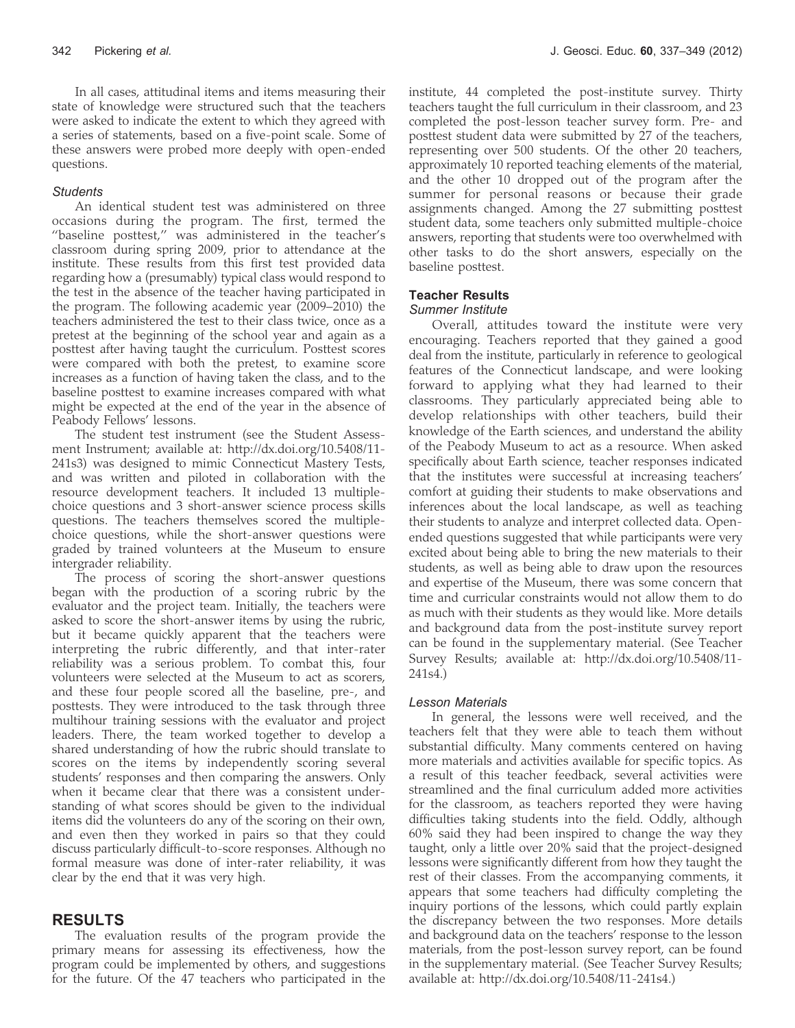In all cases, attitudinal items and items measuring their state of knowledge were structured such that the teachers were asked to indicate the extent to which they agreed with a series of statements, based on a five-point scale. Some of these answers were probed more deeply with open-ended questions.

### *Students*

An identical student test was administered on three occasions during the program. The first, termed the ''baseline posttest,'' was administered in the teacher's classroom during spring 2009, prior to attendance at the institute. These results from this first test provided data regarding how a (presumably) typical class would respond to the test in the absence of the teacher having participated in the program. The following academic year (2009–2010) the teachers administered the test to their class twice, once as a pretest at the beginning of the school year and again as a posttest after having taught the curriculum. Posttest scores were compared with both the pretest, to examine score increases as a function of having taken the class, and to the baseline posttest to examine increases compared with what might be expected at the end of the year in the absence of Peabody Fellows' lessons.

The student test instrument (see the Student Assessment Instrument; available at: http://dx.doi.org/10.5408/11-241s3) was designed to mimic Connecticut Mastery Tests, and was written and piloted in collaboration with the resource development teachers. It included 13 multiple-choice questions and 3 short-answer science process skills questions. The teachers themselves scored the multiple-choice questions, while the short-answer questions were graded by trained volunteers at the Museum to ensure intergrader reliability.

The process of scoring the short-answer questions began with the production of a scoring rubric by the evaluator and the project team. Initially, the teachers were asked to score the short-answer items by using the rubric, but it became quickly apparent that the teachers were interpreting the rubric differently, and that inter-rater reliability was a serious problem. To combat this, four volunteers were selected at the Museum to act as scorers, and these four people scored all the baseline, pre-, and posttests. They were introduced to the task through three multihour training sessions with the evaluator and project leaders. There, the team worked together to develop a shared understanding of how the rubric should translate to scores on the items by independently scoring several students' responses and then comparing the answers. Only when it became clear that there was a consistent understanding of what scores should be given to the individual items did the volunteers do any of the scoring on their own, and even then they worked in pairs so that they could discuss particularly difficult-to-score responses. Although no formal measure was done of inter-rater reliability, it was clear by the end that it was very high.

## RESULTS

The evaluation results of the program provide the primary means for assessing its effectiveness, how the program could be implemented by others, and suggestions for the future. Of the 47 teachers who participated in the institute, 44 completed the post-institute survey. Thirty teachers taught the full curriculum in their classroom, and 23 completed the post-lesson teacher survey form. Pre- and posttest student data were submitted by 27 of the teachers, representing over 500 students. Of the other 20 teachers, approximately 10 reported teaching elements of the material, and the other 10 dropped out of the program after the summer for personal reasons or because their grade assignments changed. Among the 27 submitting posttest student data, some teachers only submitted multiple-choice answers, reporting that students were too overwhelmed with other tasks to do the short answers, especially on the baseline posttest.

### Teacher Results

#### *Summer Institute*

Overall, attitudes toward the institute were very encouraging. Teachers reported that they gained a good deal from the institute, particularly in reference to geological features of the Connecticut landscape, and were looking forward to applying what they had learned to their classrooms. They particularly appreciated being able to develop relationships with other teachers, build their knowledge of the Earth sciences, and understand the ability of the Peabody Museum to act as a resource. When asked specifically about Earth science, teacher responses indicated that the institutes were successful at increasing teachers' comfort at guiding their students to make observations and inferences about the local landscape, as well as teaching their students to analyze and interpret collected data. Open-ended questions suggested that while participants were very excited about being able to bring the new materials to their students, as well as being able to draw upon the resources and expertise of the Museum, there was some concern that time and curricular constraints would not allow them to do as much with their students as they would like. More details and background data from the post-institute survey report can be found in the supplementary material. (See Teacher Survey Results; available at: http://dx.doi.org/10.5408/11-241s4.)

#### *Lesson Materials*

In general, the lessons were well received, and the teachers felt that they were able to teach them without substantial difficulty. Many comments centered on having more materials and activities available for specific topics. As a result of this teacher feedback, several activities were streamlined and the final curriculum added more activities for the classroom, as teachers reported they were having difficulties taking students into the field. Oddly, although 60% said they had been inspired to change the way they taught, only a little over 20% said that the project-designed lessons were significantly different from how they taught the rest of their classes. From the accompanying comments, it appears that some teachers had difficulty completing the inquiry portions of the lessons, which could partly explain the discrepancy between the two responses. More details and background data on the teachers' response to the lesson materials, from the post-lesson survey report, can be found in the supplementary material. (See Teacher Survey Results; available at: http://dx.doi.org/10.5408/11-241s4.)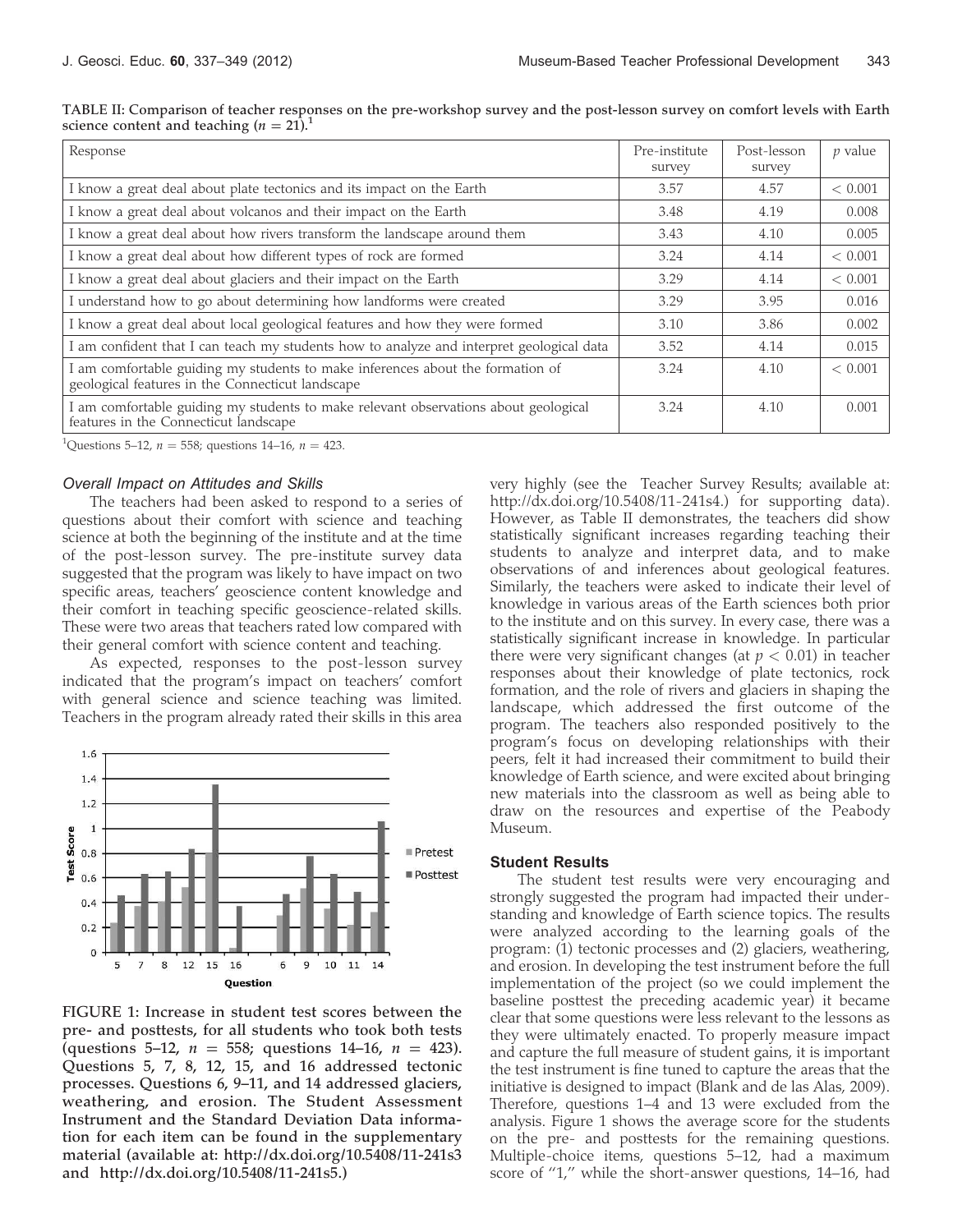TABLE II: Comparison of teacher responses on the pre-workshop survey and the post-lesson survey on comfort levels with Earth science content and teaching ($n = 21$).[1]

| Response | Pre-institute survey | Post-lesson survey | $p$ value |
|---|---|---|---|
| I know a great deal about plate tectonics and its impact on the Earth | 3.57 | 4.57 | < 0.001 |
| I know a great deal about volcanos and their impact on the Earth | 3.48 | 4.19 | 0.008 |
| I know a great deal about how rivers transform the landscape around them | 3.43 | 4.10 | 0.005 |
| I know a great deal about how different types of rock are formed | 3.24 | 4.14 | < 0.001 |
| I know a great deal about glaciers and their impact on the Earth | 3.29 | 4.14 | < 0.001 |
| I understand how to go about determining how landforms were created | 3.29 | 3.95 | 0.016 |
| I know a great deal about local geological features and how they were formed | 3.10 | 3.86 | 0.002 |
| I am confident that I can teach my students how to analyze and interpret geological data | 3.52 | 4.14 | 0.015 |
| I am comfortable guiding my students to make inferences about the formation of geological features in the Connecticut landscape | 3.24 | 4.10 | < 0.001 |
| I am comfortable guiding my students to make relevant observations about geological features in the Connecticut landscape | 3.24 | 4.10 | 0.001 |

[1]Questions 5–12, $n = 558$; questions 14–16, $n = 423$.

### Overall Impact on Attitudes and Skills

The teachers had been asked to respond to a series of questions about their comfort with science and teaching science at both the beginning of the institute and at the time of the post-lesson survey. The pre-institute survey data suggested that the program was likely to have impact on two specific areas, teachers' geoscience content knowledge and their comfort in teaching specific geoscience-related skills. These were two areas that teachers rated low compared with their general comfort with science content and teaching.

As expected, responses to the post-lesson survey indicated that the program's impact on teachers' comfort with general science and science teaching was limited. Teachers in the program already rated their skills in this area very highly (see the Teacher Survey Results; available at: http://dx.doi.org/10.5408/11-241s4.) for supporting data). However, as Table II demonstrates, the teachers did show statistically significant increases regarding teaching their students to analyze and interpret data, and to make observations of and inferences about geological features. Similarly, the teachers were asked to indicate their level of knowledge in various areas of the Earth sciences both prior to the institute and on this survey. In every case, there was a statistically significant increase in knowledge. In particular there were very significant changes (at $p < 0.01$) in teacher responses about their knowledge of plate tectonics, rock formation, and the role of rivers and glaciers in shaping the landscape, which addressed the first outcome of the program. The teachers also responded positively to the program's focus on developing relationships with their peers, felt it had increased their commitment to build their knowledge of Earth science, and were excited about bringing new materials into the classroom as well as being able to draw on the resources and expertise of the Peabody Museum.

FIGURE 1: Increase in student test scores between the pre- and posttests, for all students who took both tests (questions 5–12, $n = 558$; questions 14–16, $n = 423$). Questions 5, 7, 8, 12, 15, and 16 addressed tectonic processes. Questions 6, 9–11, and 14 addressed glaciers, weathering, and erosion. The Student Assessment Instrument and the Standard Deviation Data information for each item can be found in the supplementary material (available at: http://dx.doi.org/10.5408/11-241s3 and http://dx.doi.org/10.5408/11-241s5.)

### Student Results

The student test results were very encouraging and strongly suggested the program had impacted their understanding and knowledge of Earth science topics. The results were analyzed according to the learning goals of the program: (1) tectonic processes and (2) glaciers, weathering, and erosion. In developing the test instrument before the full implementation of the project (so we could implement the baseline posttest the preceding academic year) it became clear that some questions were less relevant to the lessons as they were ultimately enacted. To properly measure impact and capture the full measure of student gains, it is important the test instrument is fine tuned to capture the areas that the initiative is designed to impact (Blank and de las Alas, 2009). Therefore, questions 1–4 and 13 were excluded from the analysis. Figure 1 shows the average score for the students on the pre- and posttests for the remaining questions. Multiple-choice items, questions 5–12, had a maximum score of "1," while the short-answer questions, 14–16, had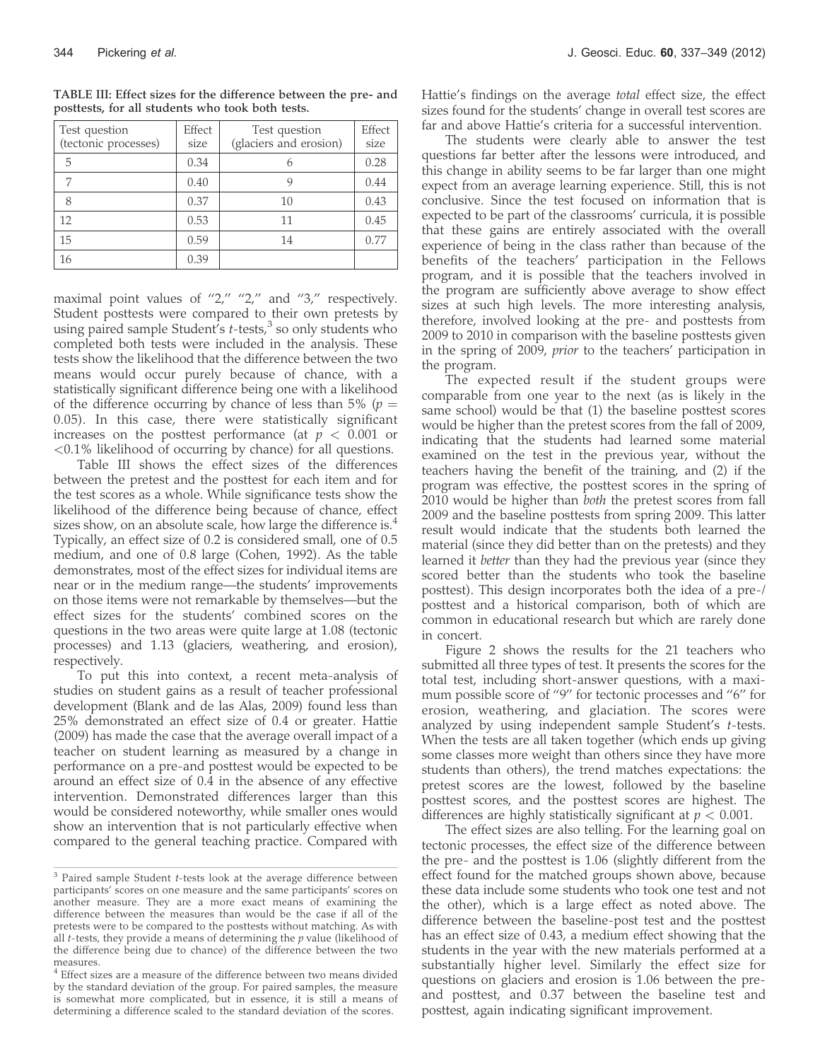TABLE III: Effect sizes for the difference between the pre- and posttests, for all students who took both tests.

| Test question (tectonic processes) | Effect size | Test question (glaciers and erosion) | Effect size |
|---|---|---|---|
| 5 | 0.34 | 6 | 0.28 |
| 7 | 0.40 | 9 | 0.44 |
| 8 | 0.37 | 10 | 0.43 |
| 12 | 0.53 | 11 | 0.45 |
| 15 | 0.59 | 14 | 0.77 |
| 16 | 0.39 | | |

maximal point values of "2," "2," and "3," respectively. Student posttests were compared to their own pretests by using paired sample Student's *t*-tests,[3] so only students who completed both tests were included in the analysis. These tests show the likelihood that the difference between the two means would occur purely because of chance, with a statistically significant difference being one with a likelihood of the difference occurring by chance of less than 5% ($p = 0.05$). In this case, there were statistically significant increases on the posttest performance (at $p < 0.001$ or $<0.1\%$ likelihood of occurring by chance) for all questions.

Table III shows the effect sizes of the differences between the pretest and the posttest for each item and for the test scores as a whole. While significance tests show the likelihood of the difference being because of chance, effect sizes show, on an absolute scale, how large the difference is.[4] Typically, an effect size of 0.2 is considered small, one of 0.5 medium, and one of 0.8 large (Cohen, 1992). As the table demonstrates, most of the effect sizes for individual items are near or in the medium range—the students' improvements on those items were not remarkable by themselves—but the effect sizes for the students' combined scores on the questions in the two areas were quite large at 1.08 (tectonic processes) and 1.13 (glaciers, weathering, and erosion), respectively.

To put this into context, a recent meta-analysis of studies on student gains as a result of teacher professional development (Blank and de las Alas, 2009) found less than 25% demonstrated an effect size of 0.4 or greater. Hattie (2009) has made the case that the average overall impact of a teacher on student learning as measured by a change in performance on a pre-and posttest would be expected to be around an effect size of 0.4 in the absence of any effective intervention. Demonstrated differences larger than this would be considered noteworthy, while smaller ones would show an intervention that is not particularly effective when compared to the general teaching practice. Compared with Hattie's findings on the average *total* effect size, the effect sizes found for the students' change in overall test scores are far and above Hattie's criteria for a successful intervention.

The students were clearly able to answer the test questions far better after the lessons were introduced, and this change in ability seems to be far larger than one might expect from an average learning experience. Still, this is not conclusive. Since the test focused on information that is expected to be part of the classrooms' curricula, it is possible that these gains are entirely associated with the overall experience of being in the class rather than because of the benefits of the teachers' participation in the Fellows program, and it is possible that the teachers involved in the program are sufficiently above average to show effect sizes at such high levels. The more interesting analysis, therefore, involved looking at the pre- and posttests from 2009 to 2010 in comparison with the baseline posttests given in the spring of 2009, *prior* to the teachers' participation in the program.

The expected result if the student groups were comparable from one year to the next (as is likely in the same school) would be that (1) the baseline posttest scores would be higher than the pretest scores from the fall of 2009, indicating that the students had learned some material examined on the test in the previous year, without the teachers having the benefit of the training, and (2) if the program was effective, the posttest scores in the spring of 2010 would be higher than *both* the pretest scores from fall 2009 and the baseline posttests from spring 2009. This latter result would indicate that the students both learned the material (since they did better than on the pretests) and they learned it *better* than they had the previous year (since they scored better than the students who took the baseline posttest). This design incorporates both the idea of a pre-/posttest and a historical comparison, both of which are common in educational research but which are rarely done in concert.

Figure 2 shows the results for the 21 teachers who submitted all three types of test. It presents the scores for the total test, including short-answer questions, with a maximum possible score of "9" for tectonic processes and "6" for erosion, weathering, and glaciation. The scores were analyzed by using independent sample Student's *t*-tests. When the tests are all taken together (which ends up giving some classes more weight than others since they have more students than others), the trend matches expectations: the pretest scores are the lowest, followed by the baseline posttest scores, and the posttest scores are highest. The differences are highly statistically significant at $p < 0.001$.

The effect sizes are also telling. For the learning goal on tectonic processes, the effect size of the difference between the pre- and the posttest is 1.06 (slightly different from the effect found for the matched groups shown above, because these data include some students who took one test and not the other), which is a large effect as noted above. The difference between the baseline-post test and the posttest has an effect size of 0.43, a medium effect showing that the students in the year with the new materials performed at a substantially higher level. Similarly the effect size for questions on glaciers and erosion is 1.06 between the pre- and posttest, and 0.37 between the baseline test and posttest, again indicating significant improvement.

[3] Paired sample Student *t*-tests look at the average difference between participants' scores on one measure and the same participants' scores on another measure. They are a more exact means of examining the difference between the measures than would be the case if all of the pretests were to be compared to the posttests without matching. As with all *t*-tests, they provide a means of determining the *p* value (likelihood of the difference being due to chance) of the difference between the two measures.

[4] Effect sizes are a measure of the difference between two means divided by the standard deviation of the group. For paired samples, the measure is somewhat more complicated, but in essence, it is still a means of determining a difference scaled to the standard deviation of the scores.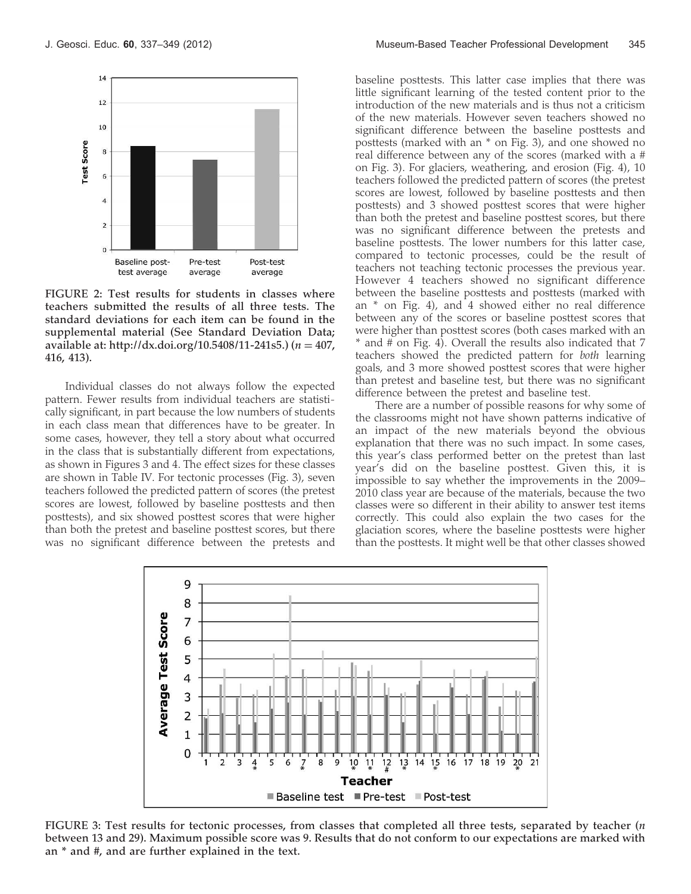FIGURE 2: Test results for students in classes where teachers submitted the results of all three tests. The standard deviations for each item can be found in the supplemental material (See Standard Deviation Data; available at: http://dx.doi.org/10.5408/11-241s5.) ($n = 407$, 416, 413).

Individual classes do not always follow the expected pattern. Fewer results from individual teachers are statistically significant, in part because the low numbers of students in each class mean that differences have to be greater. In some cases, however, they tell a story about what occurred in the class that is substantially different from expectations, as shown in Figures 3 and 4. The effect sizes for these classes are shown in Table IV. For tectonic processes (Fig. 3), seven teachers followed the predicted pattern of scores (the pretest scores are lowest, followed by baseline posttests and then posttests), and six showed posttest scores that were higher than both the pretest and baseline posttest scores, but there was no significant difference between the pretests and baseline posttests. This latter case implies that there was little significant learning of the tested content prior to the introduction of the new materials and is thus not a criticism of the new materials. However seven teachers showed no significant difference between the baseline posttests and posttests (marked with an * on Fig. 3), and one showed no real difference between any of the scores (marked with a # on Fig. 3). For glaciers, weathering, and erosion (Fig. 4), 10 teachers followed the predicted pattern of scores (the pretest scores are lowest, followed by baseline posttests and then posttests) and 3 showed posttest scores that were higher than both the pretest and baseline posttest scores, but there was no significant difference between the pretests and baseline posttests. The lower numbers for this latter case, compared to tectonic processes, could be the result of teachers not teaching tectonic processes the previous year. However 4 teachers showed no significant difference between the baseline posttests and posttests (marked with an * on Fig. 4), and 4 showed either no real difference between any of the scores or baseline posttest scores that were higher than posttest scores (both cases marked with an * and # on Fig. 4). Overall the results also indicated that 7 teachers showed the predicted pattern for *both* learning goals, and 3 more showed posttest scores that were higher than pretest and baseline test, but there was no significant difference between the pretest and baseline test.

There are a number of possible reasons for why some of the classrooms might not have shown patterns indicative of an impact of the new materials beyond the obvious explanation that there was no such impact. In some cases, this year's class performed better on the pretest than last year's did on the baseline posttest. Given this, it is impossible to say whether the improvements in the 2009–2010 class year are because of the materials, because the two classes were so different in their ability to answer test items correctly. This could also explain the two cases for the glaciation scores, where the baseline posttests were higher than the posttests. It might well be that other classes showed

FIGURE 3: Test results for tectonic processes, from classes that completed all three tests, separated by teacher ($n$ between 13 and 29). Maximum possible score was 9. Results that do not conform to our expectations are marked with an * and #, and are further explained in the text.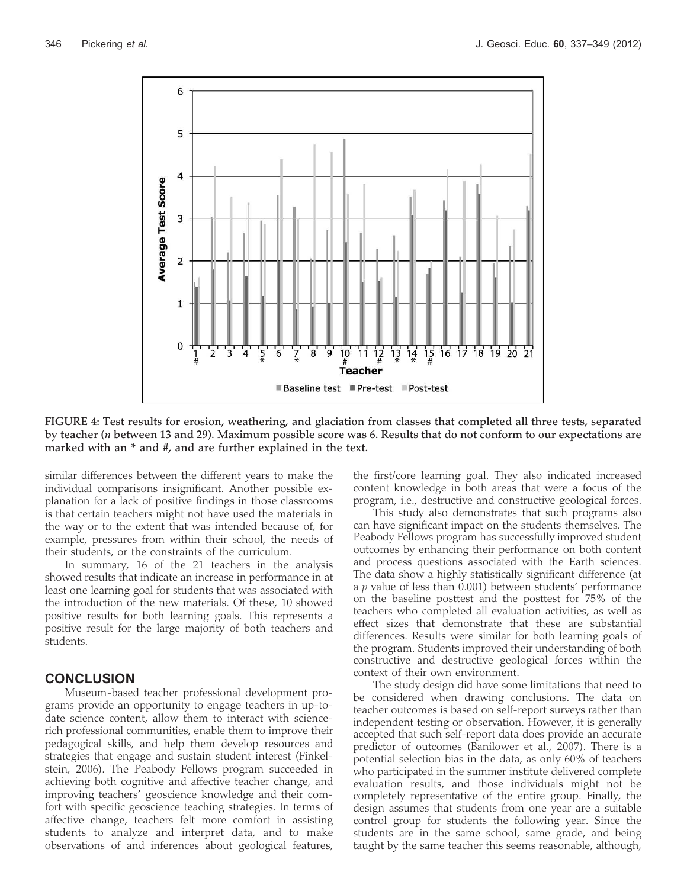6

5

4

3

2

1

0

Average Test Score

1 # 2 3 4 5 * 6 7 * 8 9 10 # 11 12 # 13 * 14 * 15 # 16 17 18 19 20 21

Teacher

Baseline test Pre-test Post-test

**FIGURE 4: Test results for erosion, weathering, and glaciation from classes that completed all three tests, separated by teacher (*n* between 13 and 29). Maximum possible score was 6. Results that do not conform to our expectations are marked with an * and #, and are further explained in the text.**

similar differences between the different years to make the individual comparisons insignificant. Another possible explanation for a lack of positive findings in those classrooms is that certain teachers might not have used the materials in the way or to the extent that was intended because of, for example, pressures from within their school, the needs of their students, or the constraints of the curriculum.

In summary, 16 of the 21 teachers in the analysis showed results that indicate an increase in performance in at least one learning goal for students that was associated with the introduction of the new materials. Of these, 10 showed positive results for both learning goals. This represents a positive result for the large majority of both teachers and students.

## CONCLUSION

Museum-based teacher professional development programs provide an opportunity to engage teachers in up-to-date science content, allow them to interact with science-rich professional communities, enable them to improve their pedagogical skills, and help them develop resources and strategies that engage and sustain student interest (Finkelstein, 2006). The Peabody Fellows program succeeded in achieving both cognitive and affective teacher change, and improving teachers' geoscience knowledge and their comfort with specific geoscience teaching strategies. In terms of affective change, teachers felt more comfort in assisting students to analyze and interpret data, and to make observations of and inferences about geological features, the first/core learning goal. They also indicated increased content knowledge in both areas that were a focus of the program, i.e., destructive and constructive geological forces.

This study also demonstrates that such programs also can have significant impact on the students themselves. The Peabody Fellows program has successfully improved student outcomes by enhancing their performance on both content and process questions associated with the Earth sciences. The data show a highly statistically significant difference (at a $p$ value of less than 0.001) between students' performance on the baseline posttest and the posttest for 75% of the teachers who completed all evaluation activities, as well as effect sizes that demonstrate that these are substantial differences. Results were similar for both learning goals of the program. Students improved their understanding of both constructive and destructive geological forces within the context of their own environment.

The study design did have some limitations that need to be considered when drawing conclusions. The data on teacher outcomes is based on self-report surveys rather than independent testing or observation. However, it is generally accepted that such self-report data does provide an accurate predictor of outcomes (Banilower et al., 2007). There is a potential selection bias in the data, as only 60% of teachers who participated in the summer institute delivered complete evaluation results, and those individuals might not be completely representative of the entire group. Finally, the design assumes that students from one year are a suitable control group for students the following year. Since the students are in the same school, same grade, and being taught by the same teacher this seems reasonable, although,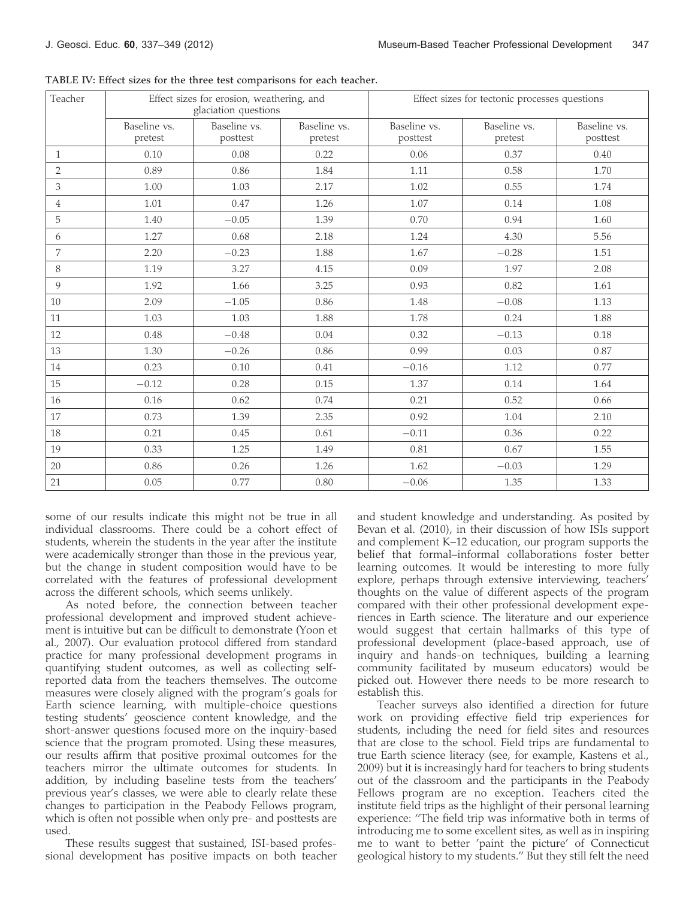TABLE IV: Effect sizes for the three test comparisons for each teacher.

| Teacher | Effect sizes for erosion, weathering, and glaciation questions | | | Effect sizes for tectonic processes questions | | |
|---|---|---|---|---|---|---|
| | Baseline vs. pretest | Baseline vs. posttest | Baseline vs. pretest | Baseline vs. posttest | Baseline vs. pretest | Baseline vs. posttest |
| 1 | 0.10 | 0.08 | 0.22 | 0.06 | 0.37 | 0.40 |
| 2 | 0.89 | 0.86 | 1.84 | 1.11 | 0.58 | 1.70 |
| 3 | 1.00 | 1.03 | 2.17 | 1.02 | 0.55 | 1.74 |
| 4 | 1.01 | 0.47 | 1.26 | 1.07 | 0.14 | 1.08 |
| 5 | 1.40 | −0.05 | 1.39 | 0.70 | 0.94 | 1.60 |
| 6 | 1.27 | 0.68 | 2.18 | 1.24 | 4.30 | 5.56 |
| 7 | 2.20 | −0.23 | 1.88 | 1.67 | −0.28 | 1.51 |
| 8 | 1.19 | 3.27 | 4.15 | 0.09 | 1.97 | 2.08 |
| 9 | 1.92 | 1.66 | 3.25 | 0.93 | 0.82 | 1.61 |
| 10 | 2.09 | −1.05 | 0.86 | 1.48 | −0.08 | 1.13 |
| 11 | 1.03 | 1.03 | 1.88 | 1.78 | 0.24 | 1.88 |
| 12 | 0.48 | −0.48 | 0.04 | 0.32 | −0.13 | 0.18 |
| 13 | 1.30 | −0.26 | 0.86 | 0.99 | 0.03 | 0.87 |
| 14 | 0.23 | 0.10 | 0.41 | −0.16 | 1.12 | 0.77 |
| 15 | −0.12 | 0.28 | 0.15 | 1.37 | 0.14 | 1.64 |
| 16 | 0.16 | 0.62 | 0.74 | 0.21 | 0.52 | 0.66 |
| 17 | 0.73 | 1.39 | 2.35 | 0.92 | 1.04 | 2.10 |
| 18 | 0.21 | 0.45 | 0.61 | −0.11 | 0.36 | 0.22 |
| 19 | 0.33 | 1.25 | 1.49 | 0.81 | 0.67 | 1.55 |
| 20 | 0.86 | 0.26 | 1.26 | 1.62 | −0.03 | 1.29 |
| 21 | 0.05 | 0.77 | 0.80 | −0.06 | 1.35 | 1.33 |

some of our results indicate this might not be true in all individual classrooms. There could be a cohort effect of students, wherein the students in the year after the institute were academically stronger than those in the previous year, but the change in student composition would have to be correlated with the features of professional development across the different schools, which seems unlikely.

As noted before, the connection between teacher professional development and improved student achievement is intuitive but can be difficult to demonstrate (Yoon et al., 2007). Our evaluation protocol differed from standard practice for many professional development programs in quantifying student outcomes, as well as collecting self-reported data from the teachers themselves. The outcome measures were closely aligned with the program's goals for Earth science learning, with multiple-choice questions testing students' geoscience content knowledge, and the short-answer questions focused more on the inquiry-based science that the program promoted. Using these measures, our results affirm that positive proximal outcomes for the teachers mirror the ultimate outcomes for students. In addition, by including baseline tests from the teachers' previous year's classes, we were able to clearly relate these changes to participation in the Peabody Fellows program, which is often not possible when only pre- and posttests are used.

These results suggest that sustained, ISI-based professional development has positive impacts on both teacher and student knowledge and understanding. As posited by Bevan et al. (2010), in their discussion of how ISIs support and complement K–12 education, our program supports the belief that formal–informal collaborations foster better learning outcomes. It would be interesting to more fully explore, perhaps through extensive interviewing, teachers' thoughts on the value of different aspects of the program compared with their other professional development experiences in Earth science. The literature and our experience would suggest that certain hallmarks of this type of professional development (place-based approach, use of inquiry and hands-on techniques, building a learning community facilitated by museum educators) would be picked out. However there needs to be more research to establish this.

Teacher surveys also identified a direction for future work on providing effective field trip experiences for students, including the need for field sites and resources that are close to the school. Field trips are fundamental to true Earth science literacy (see, for example, Kastens et al., 2009) but it is increasingly hard for teachers to bring students out of the classroom and the participants in the Peabody Fellows program are no exception. Teachers cited the institute field trips as the highlight of their personal learning experience: "The field trip was informative both in terms of introducing me to some excellent sites, as well as in inspiring me to want to better 'paint the picture' of Connecticut geological history to my students." But they still felt the need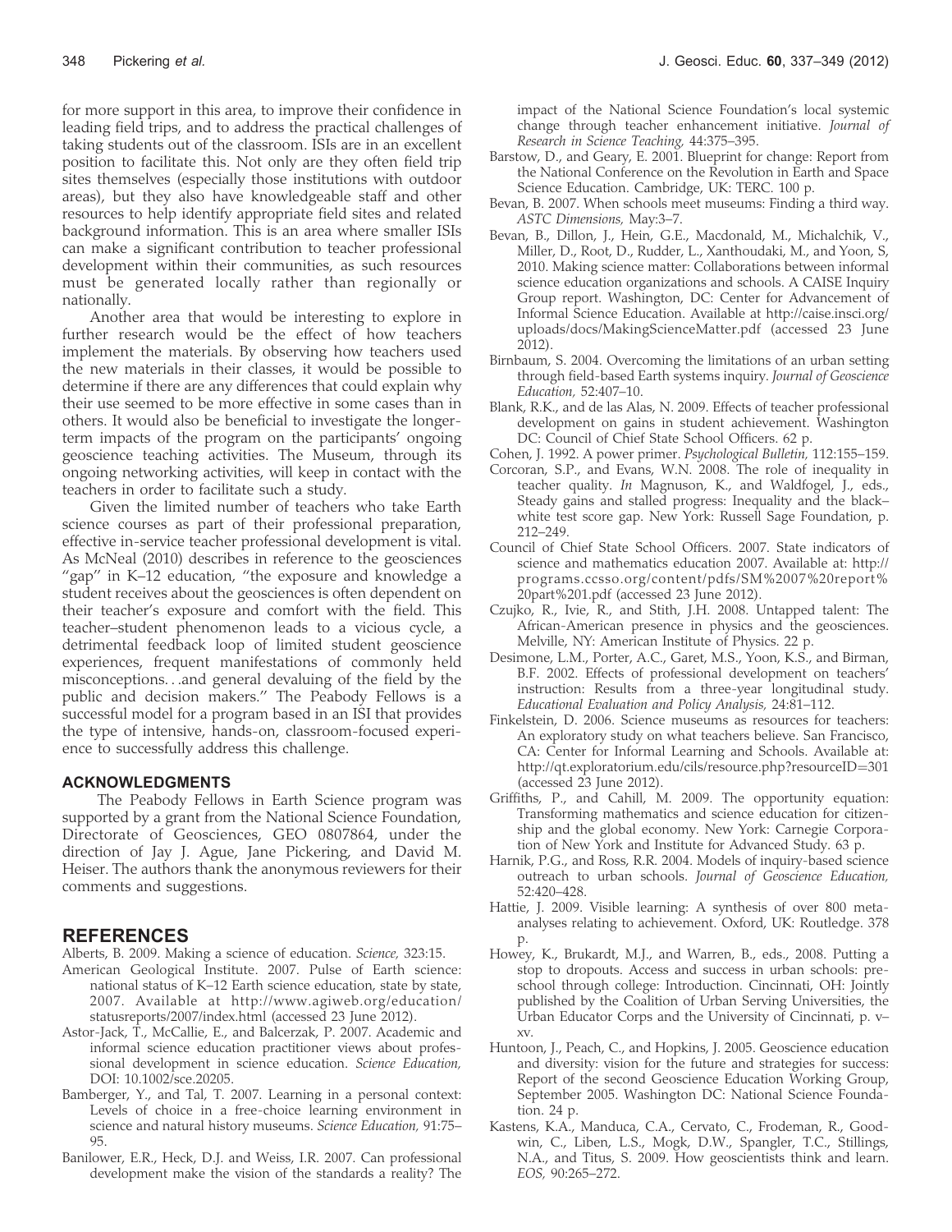for more support in this area, to improve their confidence in leading field trips, and to address the practical challenges of taking students out of the classroom. ISIs are in an excellent position to facilitate this. Not only are they often field trip sites themselves (especially those institutions with outdoor areas), but they also have knowledgeable staff and other resources to help identify appropriate field sites and related background information. This is an area where smaller ISIs can make a significant contribution to teacher professional development within their communities, as such resources must be generated locally rather than regionally or nationally.

Another area that would be interesting to explore in further research would be the effect of how teachers implement the materials. By observing how teachers used the new materials in their classes, it would be possible to determine if there are any differences that could explain why their use seemed to be more effective in some cases than in others. It would also be beneficial to investigate the longer-term impacts of the program on the participants' ongoing geoscience teaching activities. The Museum, through its ongoing networking activities, will keep in contact with the teachers in order to facilitate such a study.

Given the limited number of teachers who take Earth science courses as part of their professional preparation, effective in-service teacher professional development is vital. As McNeal (2010) describes in reference to the geosciences "gap" in K–12 education, "the exposure and knowledge a student receives about the geosciences is often dependent on their teacher's exposure and comfort with the field. This teacher–student phenomenon leads to a vicious cycle, a detrimental feedback loop of limited student geoscience experiences, frequent manifestations of commonly held misconceptions. . .and general devaluing of the field by the public and decision makers." The Peabody Fellows is a successful model for a program based in an ISI that provides the type of intensive, hands-on, classroom-focused experience to successfully address this challenge.

## ACKNOWLEDGMENTS

The Peabody Fellows in Earth Science program was supported by a grant from the National Science Foundation, Directorate of Geosciences, GEO 0807864, under the direction of Jay J. Ague, Jane Pickering, and David M. Heiser. The authors thank the anonymous reviewers for their comments and suggestions.

## REFERENCES

Alberts, B. 2009. Making a science of education. *Science,* 323:15.

American Geological Institute. 2007. Pulse of Earth science: national status of K–12 Earth science education, state by state, 2007. Available at http://www.agiweb.org/education/statusreports/2007/index.html (accessed 23 June 2012).

Astor-Jack, T., McCallie, E., and Balcerzak, P. 2007. Academic and informal science education practitioner views about professional development in science education. *Science Education,* DOI: 10.1002/sce.20205.

Bamberger, Y., and Tal, T. 2007. Learning in a personal context: Levels of choice in a free-choice learning environment in science and natural history museums. *Science Education,* 91:75–95.

Banilower, E.R., Heck, D.J. and Weiss, I.R. 2007. Can professional development make the vision of the standards a reality? The impact of the National Science Foundation's local systemic change through teacher enhancement initiative. *Journal of Research in Science Teaching,* 44:375–395.

Barstow, D., and Geary, E. 2001. Blueprint for change: Report from the National Conference on the Revolution in Earth and Space Science Education. Cambridge, UK: TERC. 100 p.

Bevan, B. 2007. When schools meet museums: Finding a third way. *ASTC Dimensions,* May:3–7.

Bevan, B., Dillon, J., Hein, G.E., Macdonald, M., Michalchik, V., Miller, D., Root, D., Rudder, L., Xanthoudaki, M., and Yoon, S, 2010. Making science matter: Collaborations between informal science education organizations and schools. A CAISE Inquiry Group report. Washington, DC: Center for Advancement of Informal Science Education. Available at http://caise.insci.org/uploads/docs/MakingScienceMatter.pdf (accessed 23 June 2012).

Birnbaum, S. 2004. Overcoming the limitations of an urban setting through field-based Earth systems inquiry. *Journal of Geoscience Education,* 52:407–10.

Blank, R.K., and de las Alas, N. 2009. Effects of teacher professional development on gains in student achievement. Washington DC: Council of Chief State School Officers. 62 p.

Cohen, J. 1992. A power primer. *Psychological Bulletin,* 112:155–159.

Corcoran, S.P., and Evans, W.N. 2008. The role of inequality in teacher quality. *In* Magnuson, K., and Waldfogel, J., eds., Steady gains and stalled progress: Inequality and the black–white test score gap. New York: Russell Sage Foundation, p. 212–249.

Council of Chief State School Officers. 2007. State indicators of science and mathematics education 2007. Available at: http://programs.ccsso.org/content/pdfs/SM%2007%20report%20part%201.pdf (accessed 23 June 2012).

Czujko, R., Ivie, R., and Stith, J.H. 2008. Untapped talent: The African-American presence in physics and the geosciences. Melville, NY: American Institute of Physics. 22 p.

Desimone, L.M., Porter, A.C., Garet, M.S., Yoon, K.S., and Birman, B.F. 2002. Effects of professional development on teachers' instruction: Results from a three-year longitudinal study. *Educational Evaluation and Policy Analysis,* 24:81–112.

Finkelstein, D. 2006. Science museums as resources for teachers: An exploratory study on what teachers believe. San Francisco, CA: Center for Informal Learning and Schools. Available at: http://qt.exploratorium.edu/cils/resource.php?resourceID=301 (accessed 23 June 2012).

Griffiths, P., and Cahill, M. 2009. The opportunity equation: Transforming mathematics and science education for citizenship and the global economy. New York: Carnegie Corporation of New York and Institute for Advanced Study. 63 p.

Harnik, P.G., and Ross, R.R. 2004. Models of inquiry-based science outreach to urban schools. *Journal of Geoscience Education,* 52:420–428.

Hattie, J. 2009. Visible learning: A synthesis of over 800 meta-analyses relating to achievement. Oxford, UK: Routledge. 378 p.

Howey, K., Brukardt, M.J., and Warren, B., eds., 2008. Putting a stop to dropouts. Access and success in urban schools: preschool through college: Introduction. Cincinnati, OH: Jointly published by the Coalition of Urban Serving Universities, the Urban Educator Corps and the University of Cincinnati, p. v–xv.

Huntoon, J., Peach, C., and Hopkins, J. 2005. Geoscience education and diversity: vision for the future and strategies for success: Report of the second Geoscience Education Working Group, September 2005. Washington DC: National Science Foundation. 24 p.

Kastens, K.A., Manduca, C.A., Cervato, C., Frodeman, R., Goodwin, C., Liben, L.S., Mogk, D.W., Spangler, T.C., Stillings, N.A., and Titus, S. 2009. How geoscientists think and learn. *EOS,* 90:265–272.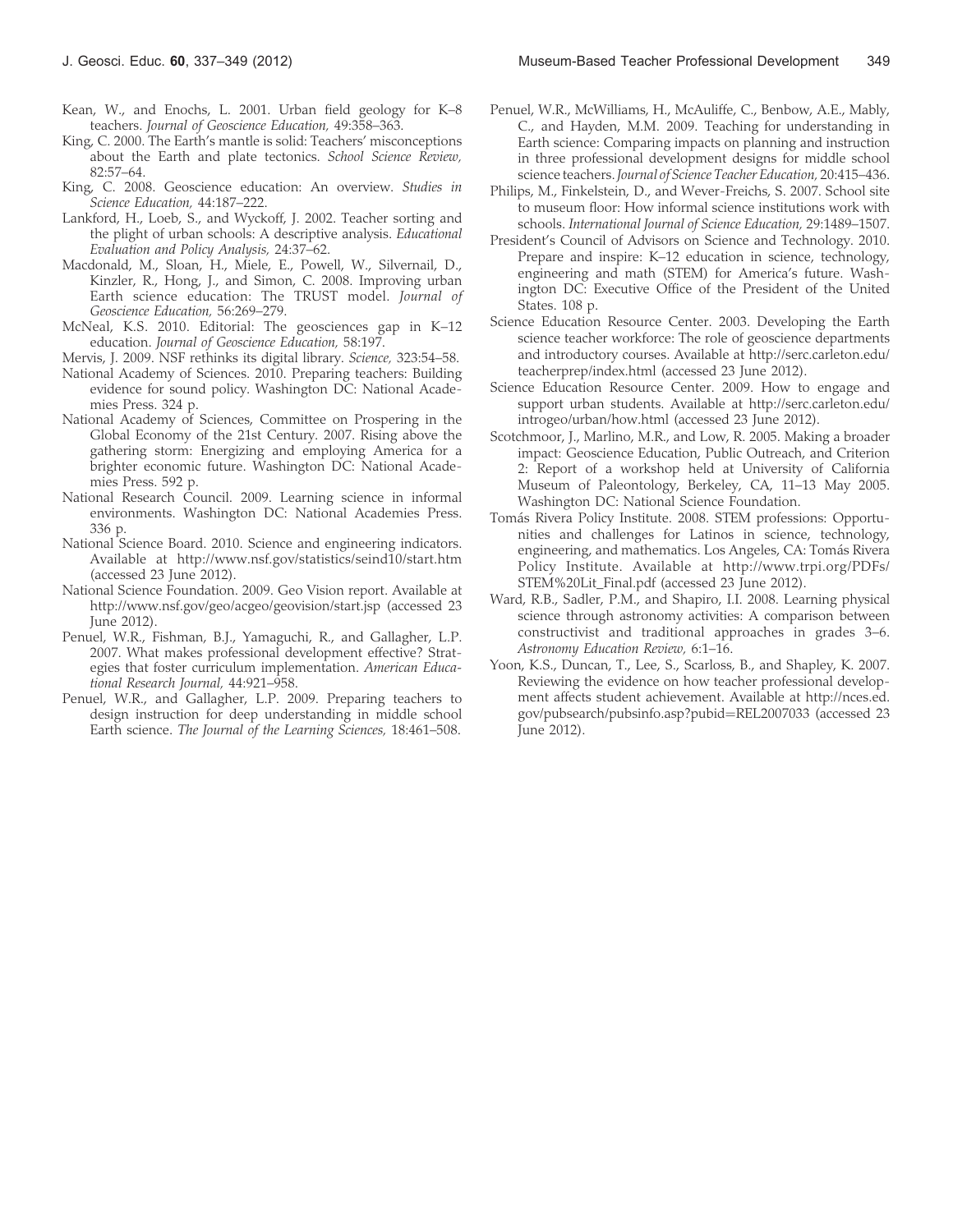Kean, W., and Enochs, L. 2001. Urban field geology for K–8 teachers. *Journal of Geoscience Education,* 49:358–363.

King, C. 2000. The Earth's mantle is solid: Teachers' misconceptions about the Earth and plate tectonics. *School Science Review,* 82:57–64.

King, C. 2008. Geoscience education: An overview. *Studies in Science Education,* 44:187–222.

Lankford, H., Loeb, S., and Wyckoff, J. 2002. Teacher sorting and the plight of urban schools: A descriptive analysis. *Educational Evaluation and Policy Analysis,* 24:37–62.

Macdonald, M., Sloan, H., Miele, E., Powell, W., Silvernail, D., Kinzler, R., Hong, J., and Simon, C. 2008. Improving urban Earth science education: The TRUST model. *Journal of Geoscience Education,* 56:269–279.

McNeal, K.S. 2010. Editorial: The geosciences gap in K–12 education. *Journal of Geoscience Education,* 58:197.

Mervis, J. 2009. NSF rethinks its digital library. *Science,* 323:54–58.

National Academy of Sciences. 2010. Preparing teachers: Building evidence for sound policy. Washington DC: National Academies Press. 324 p.

National Academy of Sciences, Committee on Prospering in the Global Economy of the 21st Century. 2007. Rising above the gathering storm: Energizing and employing America for a brighter economic future. Washington DC: National Academies Press. 592 p.

National Research Council. 2009. Learning science in informal environments. Washington DC: National Academies Press. 336 p.

National Science Board. 2010. Science and engineering indicators. Available at http://www.nsf.gov/statistics/seind10/start.htm (accessed 23 June 2012).

National Science Foundation. 2009. Geo Vision report. Available at http://www.nsf.gov/geo/acgeo/geovision/start.jsp (accessed 23 June 2012).

Penuel, W.R., Fishman, B.J., Yamaguchi, R., and Gallagher, L.P. 2007. What makes professional development effective? Strategies that foster curriculum implementation. *American Educational Research Journal,* 44:921–958.

Penuel, W.R., and Gallagher, L.P. 2009. Preparing teachers to design instruction for deep understanding in middle school Earth science. *The Journal of the Learning Sciences,* 18:461–508.

Penuel, W.R., McWilliams, H., McAuliffe, C., Benbow, A.E., Mably, C., and Hayden, M.M. 2009. Teaching for understanding in Earth science: Comparing impacts on planning and instruction in three professional development designs for middle school science teachers. *Journal of Science Teacher Education,* 20:415–436.

Philips, M., Finkelstein, D., and Wever-Freichs, S. 2007. School site to museum floor: How informal science institutions work with schools. *International Journal of Science Education,* 29:1489–1507.

President's Council of Advisors on Science and Technology. 2010. Prepare and inspire: K–12 education in science, technology, engineering and math (STEM) for America's future. Washington DC: Executive Office of the President of the United States. 108 p.

Science Education Resource Center. 2003. Developing the Earth science teacher workforce: The role of geoscience departments and introductory courses. Available at http://serc.carleton.edu/teacherprep/index.html (accessed 23 June 2012).

Science Education Resource Center. 2009. How to engage and support urban students. Available at http://serc.carleton.edu/introgeo/urban/how.html (accessed 23 June 2012).

Scotchmoor, J., Marlino, M.R., and Low, R. 2005. Making a broader impact: Geoscience Education, Public Outreach, and Criterion 2: Report of a workshop held at University of California Museum of Paleontology, Berkeley, CA, 11–13 May 2005. Washington DC: National Science Foundation.

Tomás Rivera Policy Institute. 2008. STEM professions: Opportunities and challenges for Latinos in science, technology, engineering, and mathematics. Los Angeles, CA: Tomás Rivera Policy Institute. Available at http://www.trpi.org/PDFs/STEM%20Lit_Final.pdf (accessed 23 June 2012).

Ward, R.B., Sadler, P.M., and Shapiro, I.I. 2008. Learning physical science through astronomy activities: A comparison between constructivist and traditional approaches in grades 3–6. *Astronomy Education Review,* 6:1–16.

Yoon, K.S., Duncan, T., Lee, S., Scarloss, B., and Shapley, K. 2007. Reviewing the evidence on how teacher professional development affects student achievement. Available at http://nces.ed.gov/pubsearch/pubsinfo.asp?pubid=REL2007033 (accessed 23 June 2012).